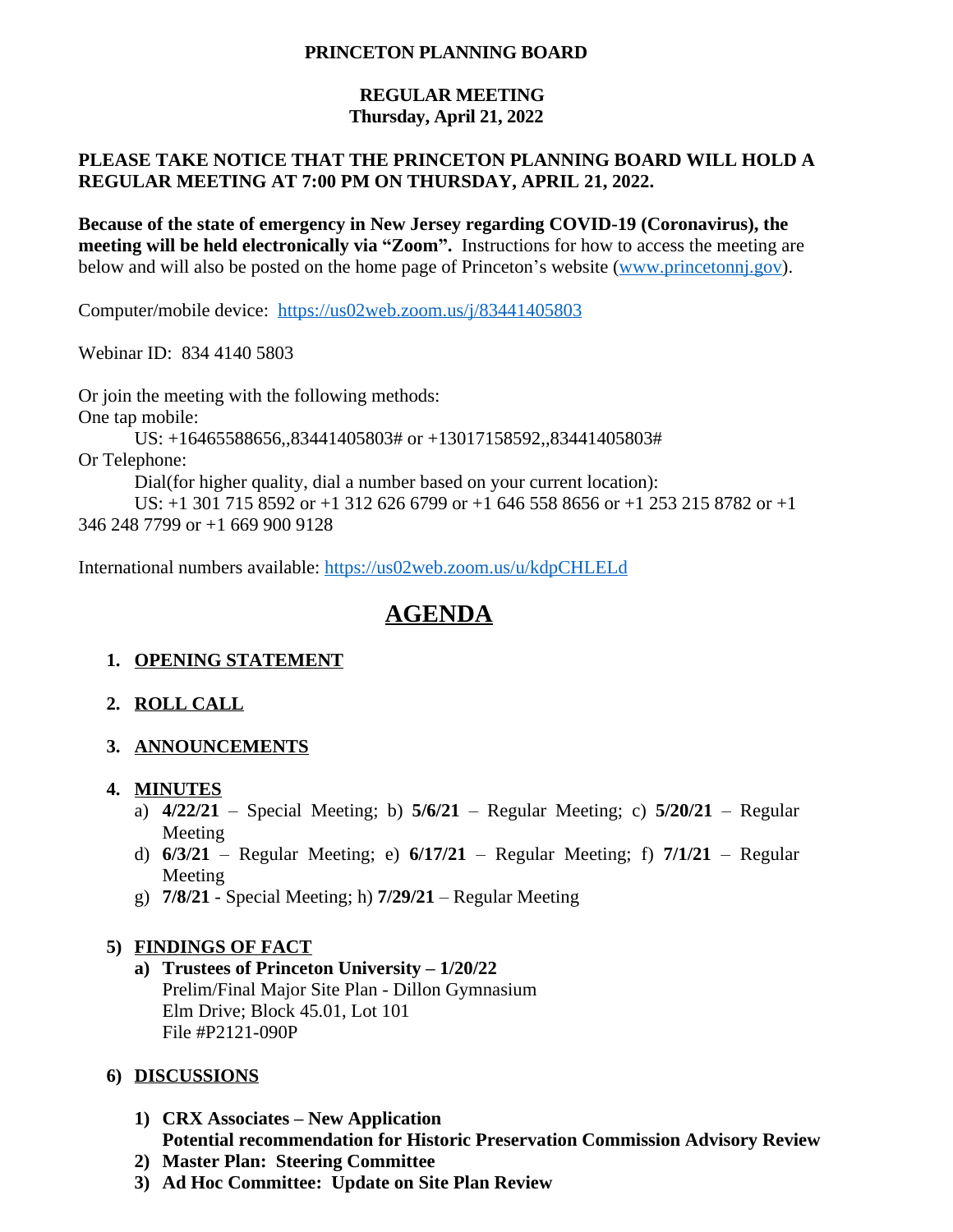**PRINCETON PLANNING BOARD**

**REGULAR MEETING**
**Thursday, April 21, 2022**

**PLEASE TAKE NOTICE THAT THE PRINCETON PLANNING BOARD WILL HOLD A REGULAR MEETING AT 7:00 PM ON THURSDAY, APRIL 21, 2022.**

**Because of the state of emergency in New Jersey regarding COVID-19 (Coronavirus), the meeting will be held electronically via "Zoom".** Instructions for how to access the meeting are below and will also be posted on the home page of Princeton's website (www.princetonnj.gov).

Computer/mobile device: https://us02web.zoom.us/j/83441405803

Webinar ID: 834 4140 5803

Or join the meeting with the following methods:
One tap mobile:
US: +16465588656,,83441405803# or +13017158592,,83441405803#
Or Telephone:
Dial(for higher quality, dial a number based on your current location):
US: +1 301 715 8592 or +1 312 626 6799 or +1 646 558 8656 or +1 253 215 8782 or +1 346 248 7799 or +1 669 900 9128

International numbers available: https://us02web.zoom.us/u/kdpCHLELd

# AGENDA

1. **OPENING STATEMENT**

2. **ROLL CALL**

3. **ANNOUNCEMENTS**

4. **MINUTES**
   a) **4/22/21** – Special Meeting; b) **5/6/21** – Regular Meeting; c) **5/20/21** – Regular Meeting
   d) **6/3/21** – Regular Meeting; e) **6/17/21** – Regular Meeting; f) **7/1/21** – Regular Meeting
   g) **7/8/21** - Special Meeting; h) **7/29/21** – Regular Meeting

5) **FINDINGS OF FACT**
   a) **Trustees of Princeton University – 1/20/22**
   Prelim/Final Major Site Plan - Dillon Gymnasium
   Elm Drive; Block 45.01, Lot 101
   File #P2121-090P

6) **DISCUSSIONS**

   1) **CRX Associates – New Application**
   **Potential recommendation for Historic Preservation Commission Advisory Review**
   2) **Master Plan: Steering Committee**
   3) **Ad Hoc Committee: Update on Site Plan Review**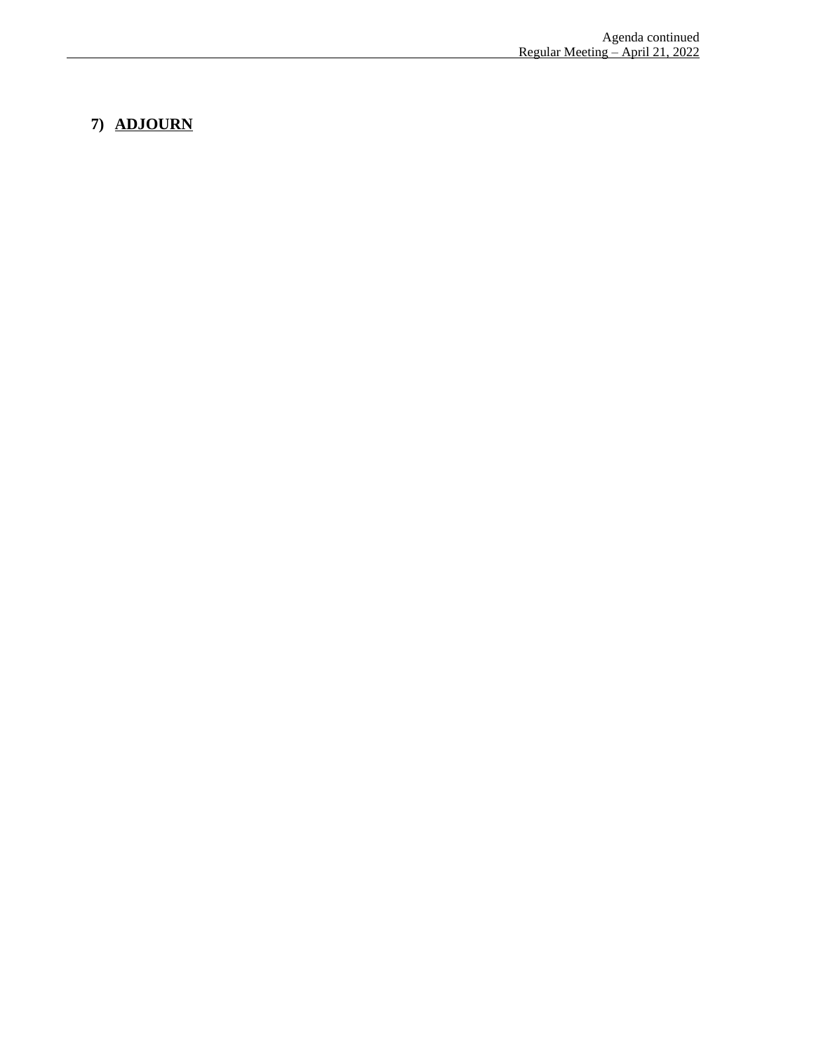**7) ADJOURN**